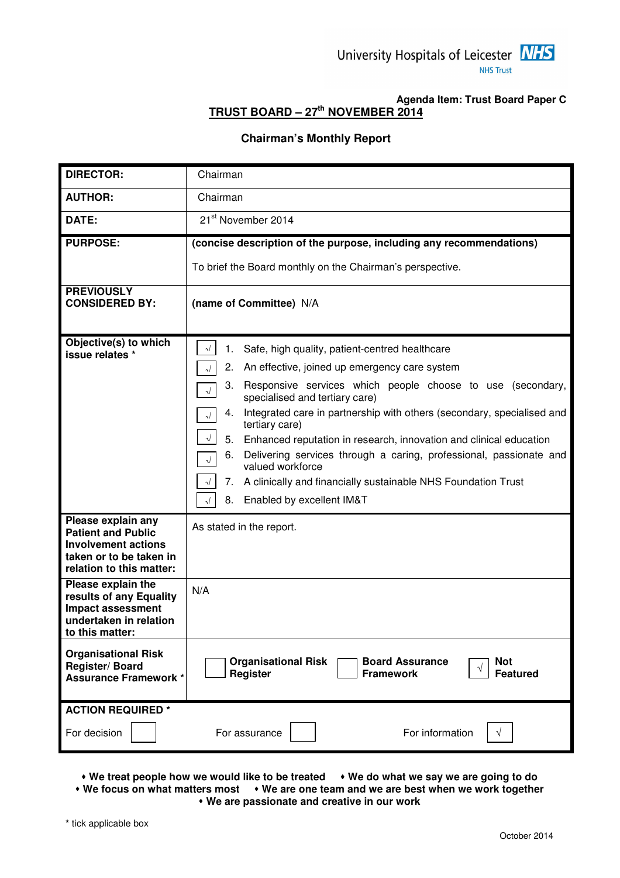University Hospitals of Leicester NHS Trust

**Agenda Item: Trust Board Paper C**

**TRUST BOARD – 27th NOVEMBER 2014**

**Chairman's Monthly Report**

| | |
|---|---|
| **DIRECTOR:** | Chairman |
| **AUTHOR:** | Chairman |
| **DATE:** | 21st November 2014 |
| **PURPOSE:** | **(concise description of the purpose, including any recommendations)**<br><br>To brief the Board monthly on the Chairman's perspective. |
| **PREVIOUSLY CONSIDERED BY:** | **(name of Committee)** N/A |
| **Objective(s) to which issue relates \*** | √ 1. Safe, high quality, patient-centred healthcare<br>√ 2. An effective, joined up emergency care system<br>√ 3. Responsive services which people choose to use (secondary, specialised and tertiary care)<br>√ 4. Integrated care in partnership with others (secondary, specialised and tertiary care)<br>√ 5. Enhanced reputation in research, innovation and clinical education<br>√ 6. Delivering services through a caring, professional, passionate and valued workforce<br>√ 7. A clinically and financially sustainable NHS Foundation Trust<br>√ 8. Enabled by excellent IM&T |
| **Please explain any Patient and Public Involvement actions taken or to be taken in relation to this matter:** | As stated in the report. |
| **Please explain the results of any Equality Impact assessment undertaken in relation to this matter:** | N/A |
| **Organisational Risk Register/ Board Assurance Framework \*** | ☐ **Organisational Risk Register** ☐ **Board Assurance Framework** √ **Not Featured** |
| **ACTION REQUIRED \*** | |
| For decision ☐ | For assurance ☐ For information √ |

♦ **We treat people how we would like to be treated** ♦ **We do what we say we are going to do**
♦ **We focus on what matters most** ♦ **We are one team and we are best when we work together**
♦ **We are passionate and creative in our work**

\* tick applicable box

October 2014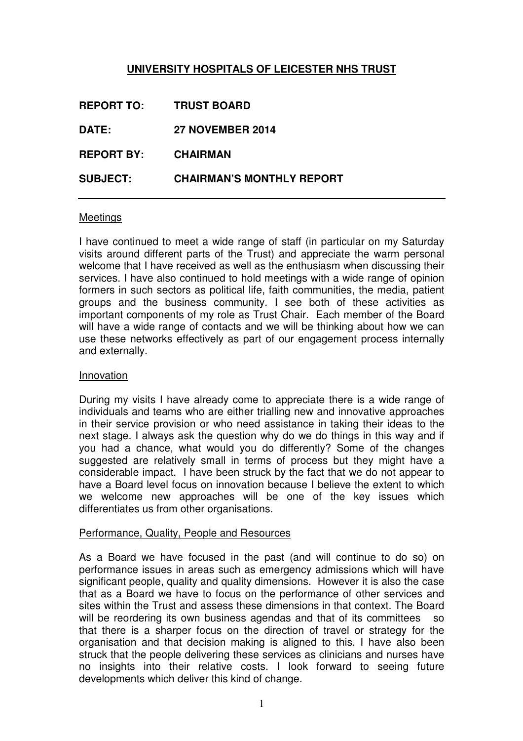# UNIVERSITY HOSPITALS OF LEICESTER NHS TRUST

**REPORT TO:** **TRUST BOARD**

**DATE:** **27 NOVEMBER 2014**

**REPORT BY:** **CHAIRMAN**

**SUBJECT:** **CHAIRMAN'S MONTHLY REPORT**

---

## Meetings

I have continued to meet a wide range of staff (in particular on my Saturday visits around different parts of the Trust) and appreciate the warm personal welcome that I have received as well as the enthusiasm when discussing their services. I have also continued to hold meetings with a wide range of opinion formers in such sectors as political life, faith communities, the media, patient groups and the business community. I see both of these activities as important components of my role as Trust Chair. Each member of the Board will have a wide range of contacts and we will be thinking about how we can use these networks effectively as part of our engagement process internally and externally.

## Innovation

During my visits I have already come to appreciate there is a wide range of individuals and teams who are either trialling new and innovative approaches in their service provision or who need assistance in taking their ideas to the next stage. I always ask the question why do we do things in this way and if you had a chance, what would you do differently? Some of the changes suggested are relatively small in terms of process but they might have a considerable impact. I have been struck by the fact that we do not appear to have a Board level focus on innovation because I believe the extent to which we welcome new approaches will be one of the key issues which differentiates us from other organisations.

## Performance, Quality, People and Resources

As a Board we have focused in the past (and will continue to do so) on performance issues in areas such as emergency admissions which will have significant people, quality and quality dimensions. However it is also the case that as a Board we have to focus on the performance of other services and sites within the Trust and assess these dimensions in that context. The Board will be reordering its own business agendas and that of its committees so that there is a sharper focus on the direction of travel or strategy for the organisation and that decision making is aligned to this. I have also been struck that the people delivering these services as clinicians and nurses have no insights into their relative costs. I look forward to seeing future developments which deliver this kind of change.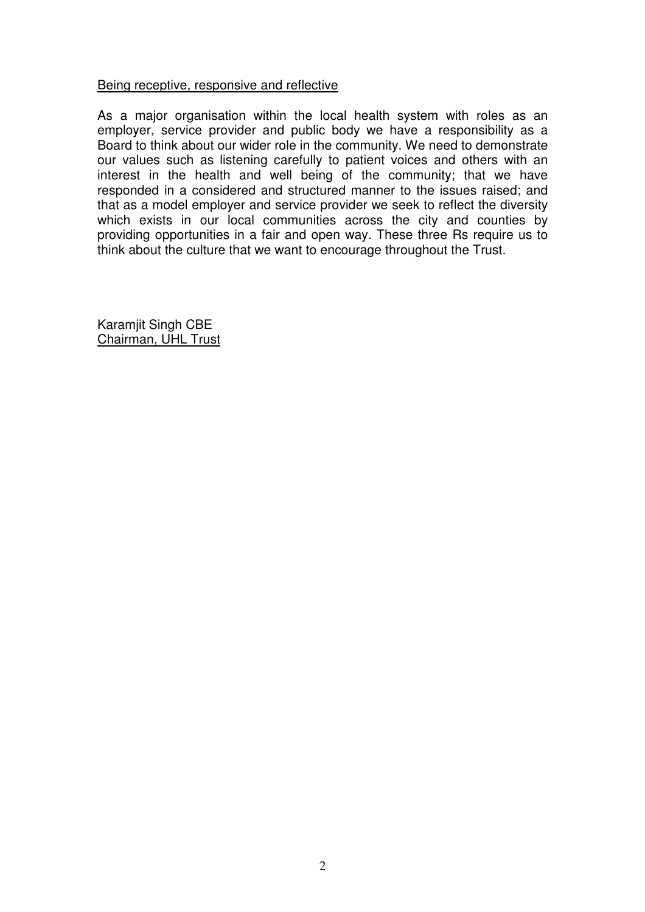<u>Being receptive, responsive and reflective</u>

As a major organisation within the local health system with roles as an employer, service provider and public body we have a responsibility as a Board to think about our wider role in the community. We need to demonstrate our values such as listening carefully to patient voices and others with an interest in the health and well being of the community; that we have responded in a considered and structured manner to the issues raised; and that as a model employer and service provider we seek to reflect the diversity which exists in our local communities across the city and counties by providing opportunities in a fair and open way. These three Rs require us to think about the culture that we want to encourage throughout the Trust.

Karamjit Singh CBE
<u>Chairman, UHL Trust</u>